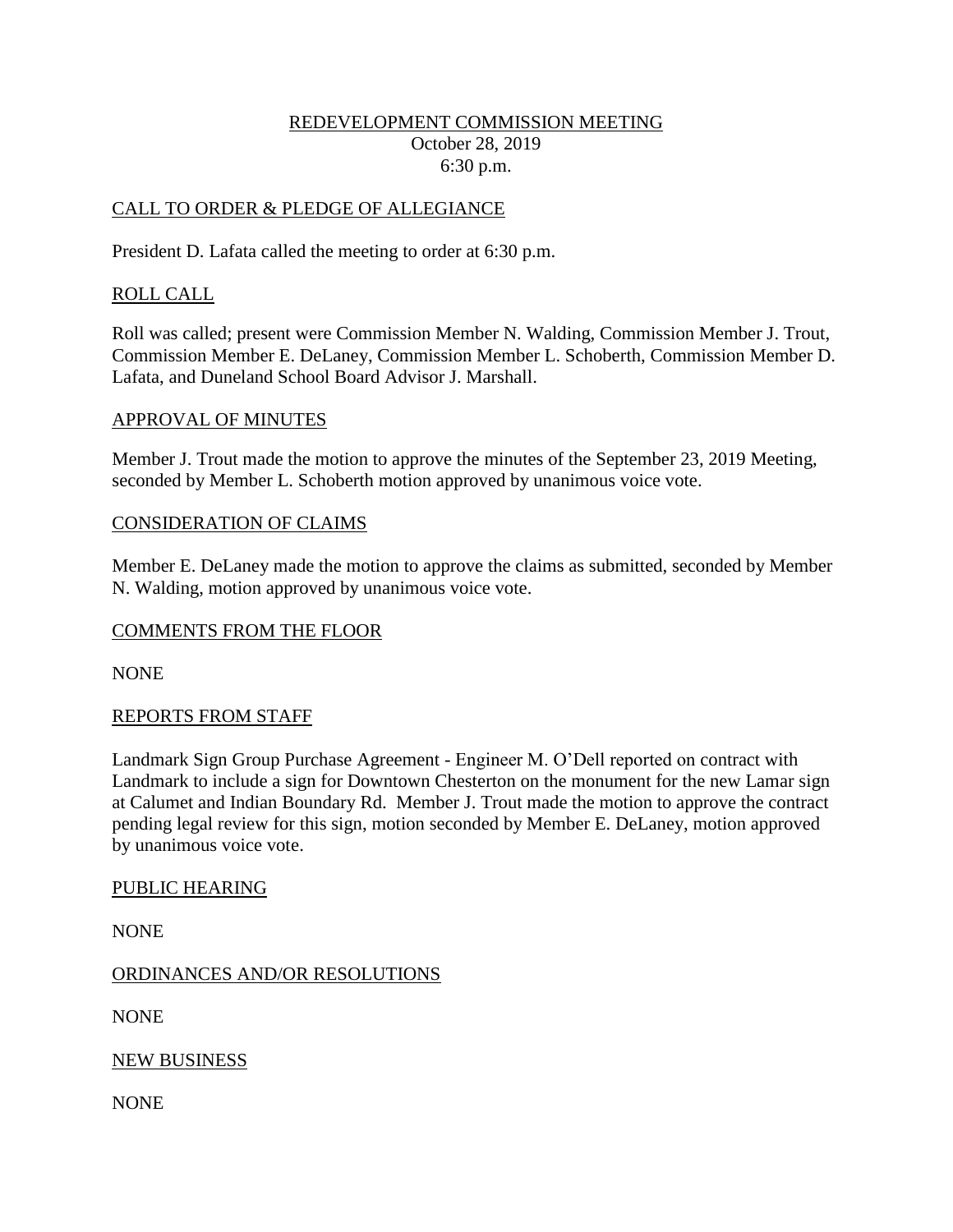# REDEVELOPMENT COMMISSION MEETING

October 28, 2019
6:30 p.m.

## CALL TO ORDER & PLEDGE OF ALLEGIANCE

President D. Lafata called the meeting to order at 6:30 p.m.

## ROLL CALL

Roll was called; present were Commission Member N. Walding, Commission Member J. Trout, Commission Member E. DeLaney, Commission Member L. Schoberth, Commission Member D. Lafata, and Duneland School Board Advisor J. Marshall.

## APPROVAL OF MINUTES

Member J. Trout made the motion to approve the minutes of the September 23, 2019 Meeting, seconded by Member L. Schoberth motion approved by unanimous voice vote.

## CONSIDERATION OF CLAIMS

Member E. DeLaney made the motion to approve the claims as submitted, seconded by Member N. Walding, motion approved by unanimous voice vote.

## COMMENTS FROM THE FLOOR

NONE

## REPORTS FROM STAFF

Landmark Sign Group Purchase Agreement - Engineer M. O'Dell reported on contract with Landmark to include a sign for Downtown Chesterton on the monument for the new Lamar sign at Calumet and Indian Boundary Rd. Member J. Trout made the motion to approve the contract pending legal review for this sign, motion seconded by Member E. DeLaney, motion approved by unanimous voice vote.

## PUBLIC HEARING

NONE

## ORDINANCES AND/OR RESOLUTIONS

NONE

## NEW BUSINESS

NONE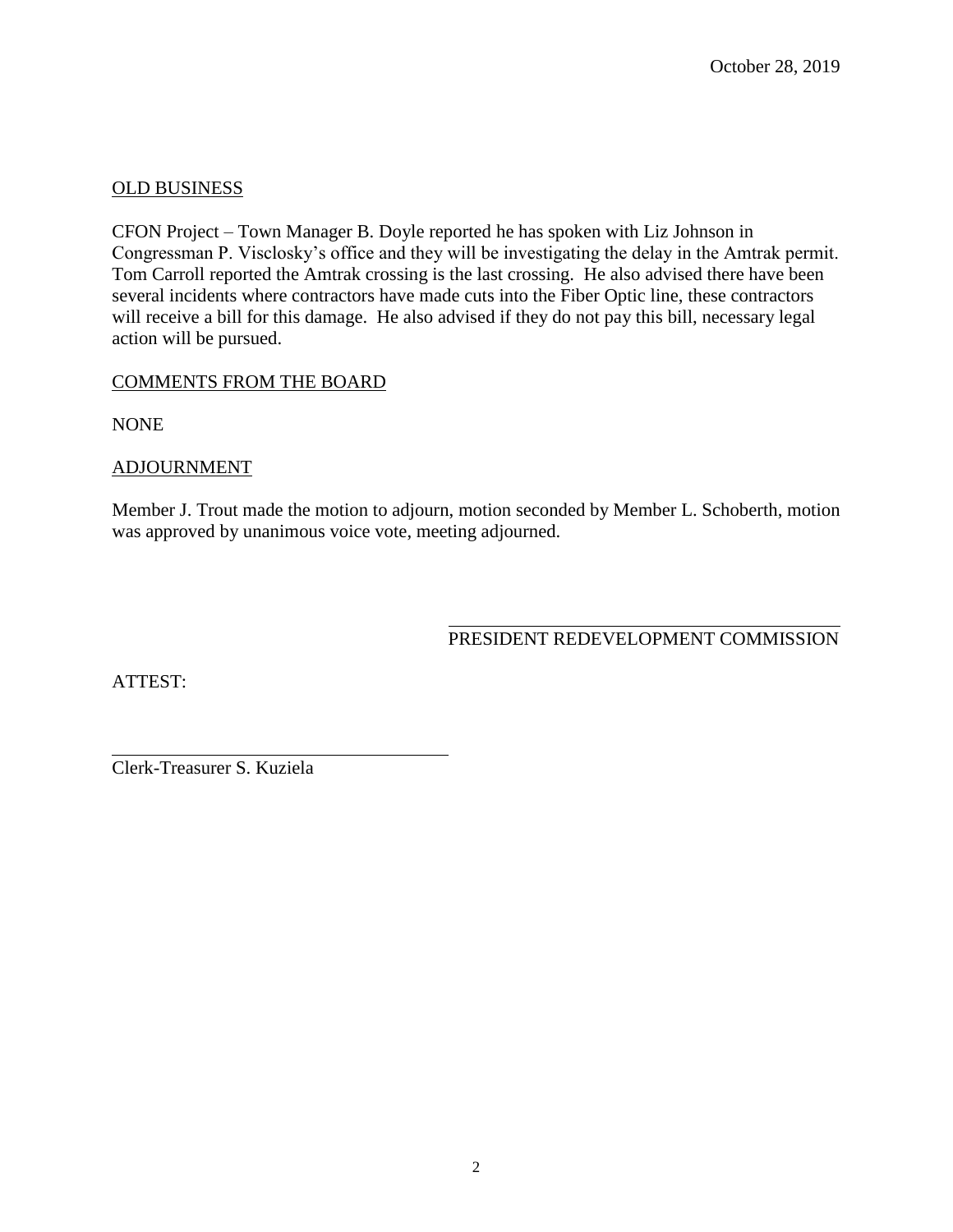October 28, 2019

## OLD BUSINESS

CFON Project – Town Manager B. Doyle reported he has spoken with Liz Johnson in Congressman P. Visclosky's office and they will be investigating the delay in the Amtrak permit. Tom Carroll reported the Amtrak crossing is the last crossing. He also advised there have been several incidents where contractors have made cuts into the Fiber Optic line, these contractors will receive a bill for this damage. He also advised if they do not pay this bill, necessary legal action will be pursued.

## COMMENTS FROM THE BOARD

NONE

## ADJOURNMENT

Member J. Trout made the motion to adjourn, motion seconded by Member L. Schoberth, motion was approved by unanimous voice vote, meeting adjourned.

\_\_\_\_\_\_\_\_\_\_\_\_\_\_\_\_\_\_\_\_\_\_\_\_\_\_\_\_\_\_\_\_\_\_\_\_\_\_\_\_

PRESIDENT REDEVELOPMENT COMMISSION

ATTEST:

\_\_\_\_\_\_\_\_\_\_\_\_\_\_\_\_\_\_\_\_\_\_\_\_\_\_\_\_\_\_\_\_\_\_\_\_\_\_\_\_

Clerk-Treasurer S. Kuziela